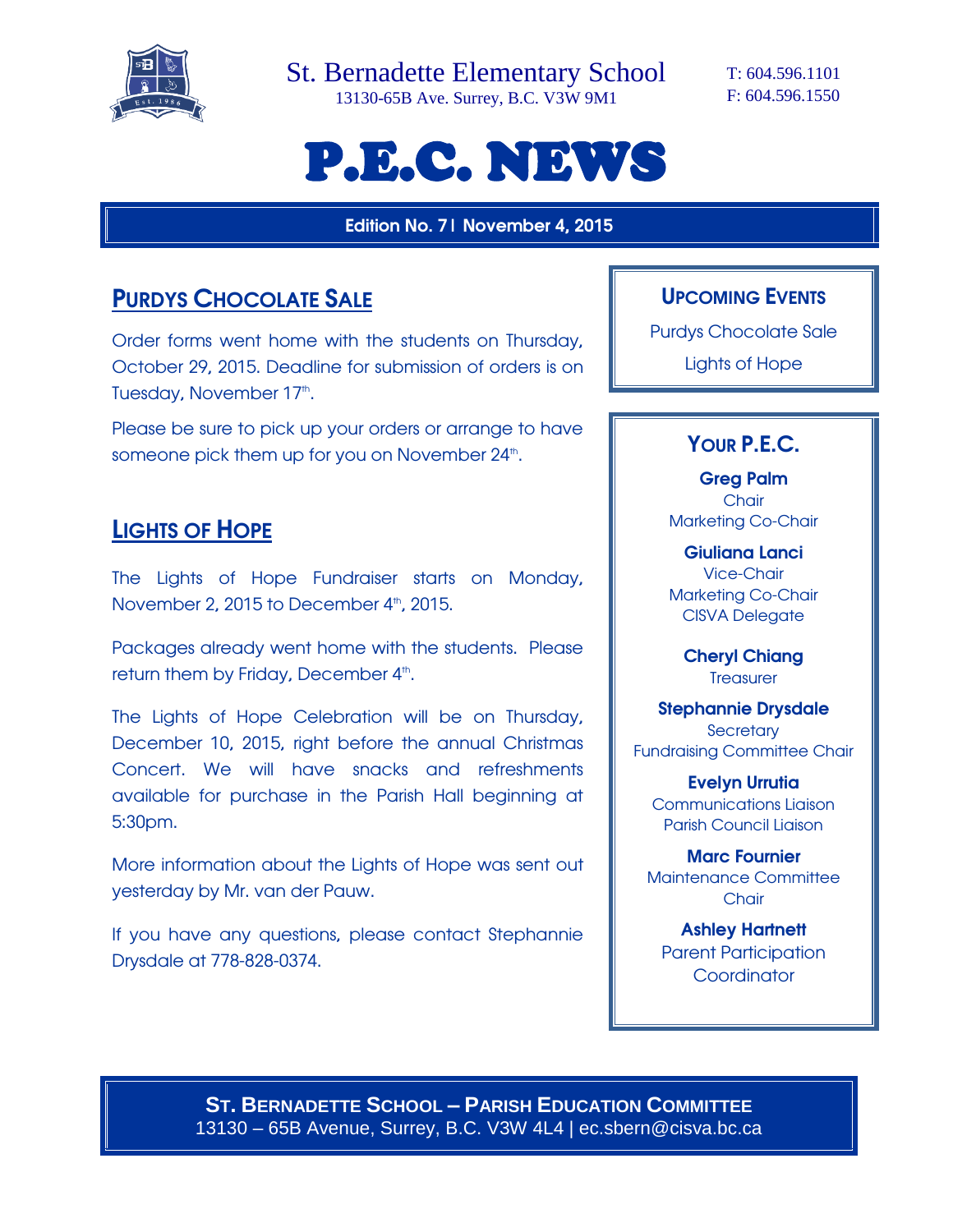St. Bernadette Elementary School

13130-65B Ave. Surrey, B.C. V3W 9M1

T: 604.596.1101
F: 604.596.1550

# P.E.C. NEWS

**Edition No. 7 | November 4, 2015**

## PURDYS CHOCOLATE SALE

Order forms went home with the students on Thursday, October 29, 2015. Deadline for submission of orders is on Tuesday, November 17th.

Please be sure to pick up your orders or arrange to have someone pick them up for you on November 24th.

## LIGHTS OF HOPE

The Lights of Hope Fundraiser starts on Monday, November 2, 2015 to December 4th, 2015.

Packages already went home with the students. Please return them by Friday, December 4th.

The Lights of Hope Celebration will be on Thursday, December 10, 2015, right before the annual Christmas Concert. We will have snacks and refreshments available for purchase in the Parish Hall beginning at 5:30pm.

More information about the Lights of Hope was sent out yesterday by Mr. van der Pauw.

If you have any questions, please contact Stephannie Drysdale at 778-828-0374.

### UPCOMING EVENTS

Purdys Chocolate Sale

Lights of Hope

### YOUR P.E.C.

**Greg Palm**
Chair
Marketing Co-Chair

**Giuliana Lanci**
Vice-Chair
Marketing Co-Chair
CISVA Delegate

**Cheryl Chiang**
Treasurer

**Stephannie Drysdale**
Secretary
Fundraising Committee Chair

**Evelyn Urrutia**
Communications Liaison
Parish Council Liaison

**Marc Fournier**
Maintenance Committee Chair

**Ashley Hartnett**
Parent Participation Coordinator

**ST. BERNADETTE SCHOOL – PARISH EDUCATION COMMITTEE**
13130 – 65B Avenue, Surrey, B.C. V3W 4L4 | ec.sbern@cisva.bc.ca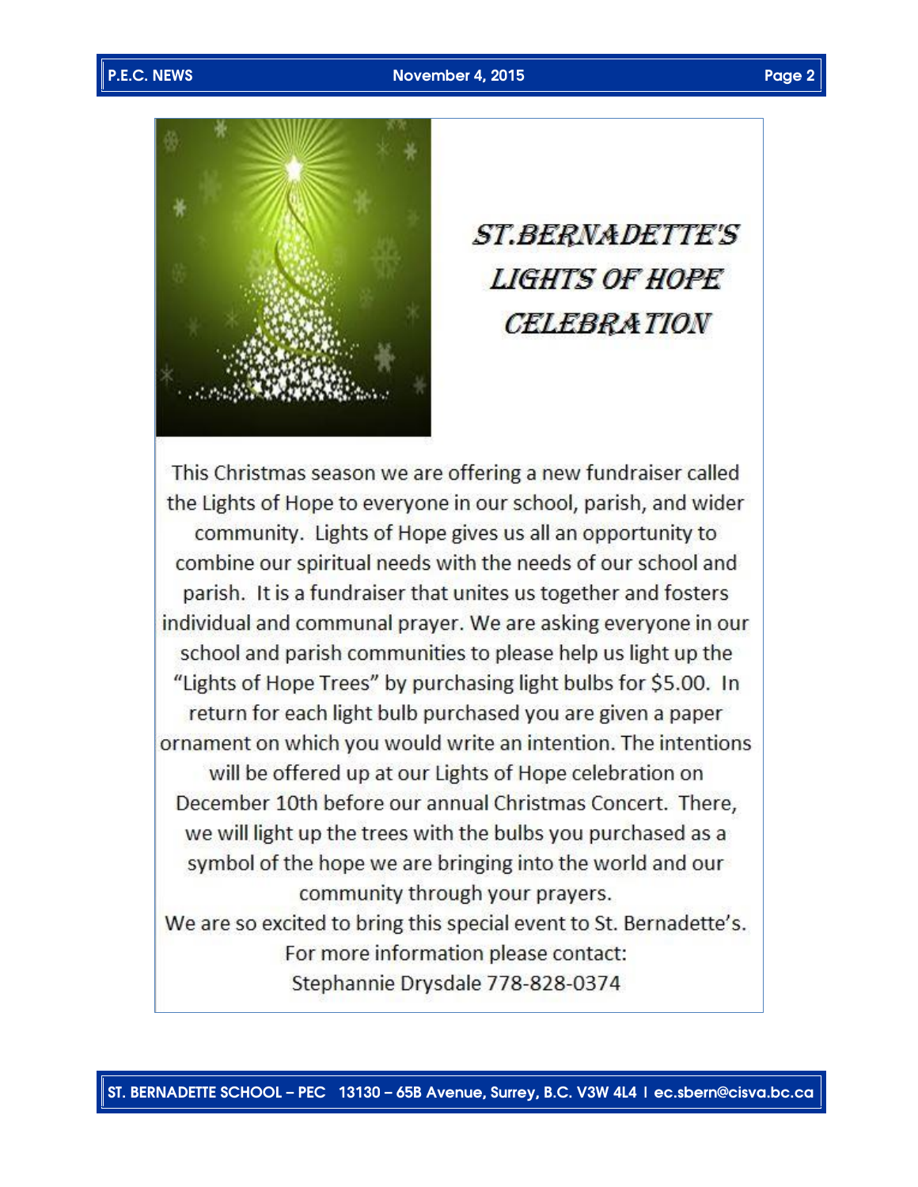# ST.BERNADETTE'S LIGHTS OF HOPE CELEBRATION

This Christmas season we are offering a new fundraiser called the Lights of Hope to everyone in our school, parish, and wider community. Lights of Hope gives us all an opportunity to combine our spiritual needs with the needs of our school and parish. It is a fundraiser that unites us together and fosters individual and communal prayer. We are asking everyone in our school and parish communities to please help us light up the "Lights of Hope Trees" by purchasing light bulbs for $5.00. In return for each light bulb purchased you are given a paper ornament on which you would write an intention. The intentions will be offered up at our Lights of Hope celebration on December 10th before our annual Christmas Concert. There, we will light up the trees with the bulbs you purchased as a symbol of the hope we are bringing into the world and our community through your prayers.

We are so excited to bring this special event to St. Bernadette's.

For more information please contact:

Stephannie Drysdale 778-828-0374